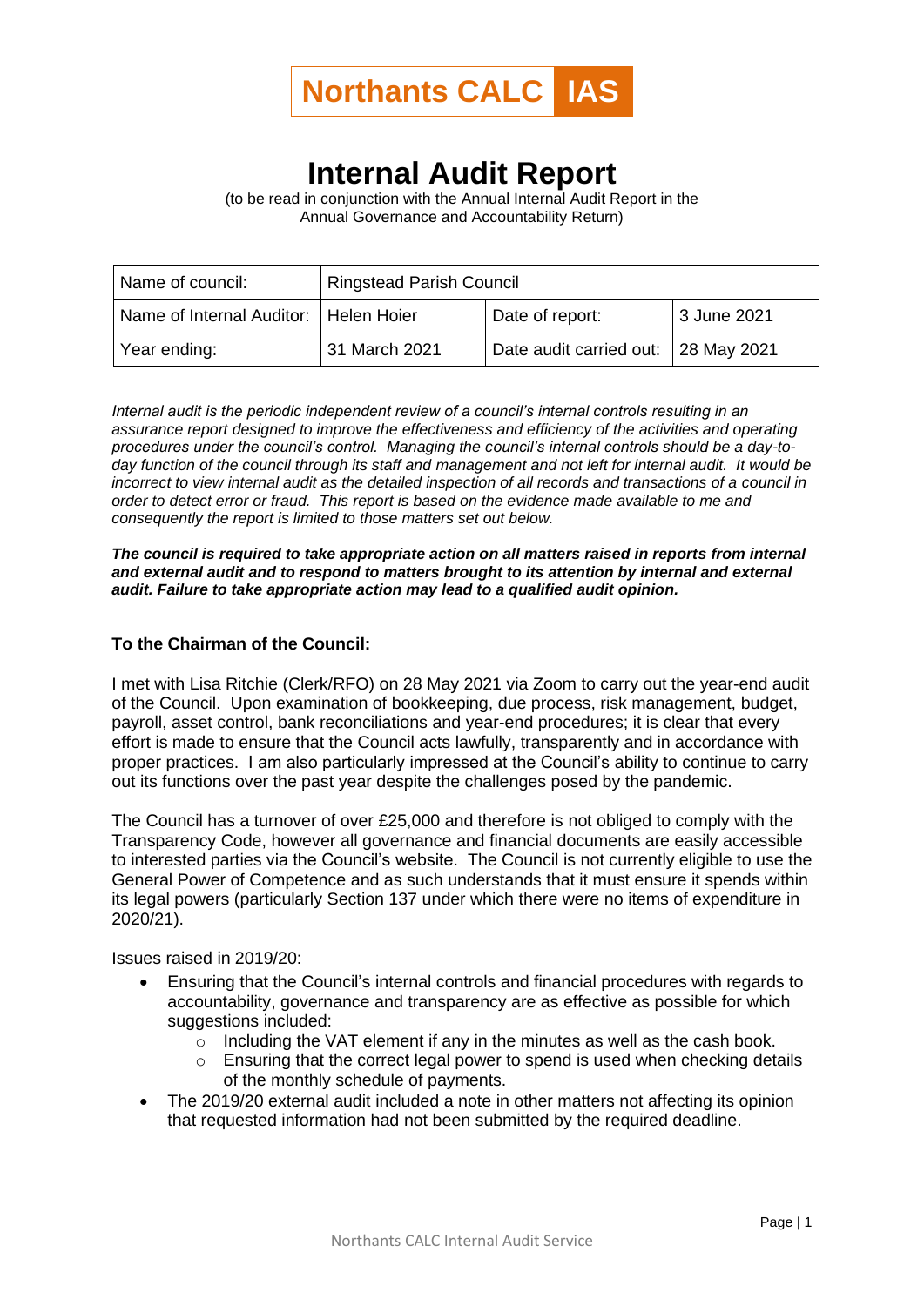**Northants CALC IAS**

# Internal Audit Report

(to be read in conjunction with the Annual Internal Audit Report in the Annual Governance and Accountability Return)

| Name of council: | Ringstead Parish Council | | |
|---|---|---|---|
| Name of Internal Auditor: | Helen Hoier | Date of report: | 3 June 2021 |
| Year ending: | 31 March 2021 | Date audit carried out: | 28 May 2021 |

*Internal audit is the periodic independent review of a council's internal controls resulting in an assurance report designed to improve the effectiveness and efficiency of the activities and operating procedures under the council's control. Managing the council's internal controls should be a day-to-day function of the council through its staff and management and not left for internal audit. It would be incorrect to view internal audit as the detailed inspection of all records and transactions of a council in order to detect error or fraud. This report is based on the evidence made available to me and consequently the report is limited to those matters set out below.*

***The council is required to take appropriate action on all matters raised in reports from internal and external audit and to respond to matters brought to its attention by internal and external audit. Failure to take appropriate action may lead to a qualified audit opinion.***

**To the Chairman of the Council:**

I met with Lisa Ritchie (Clerk/RFO) on 28 May 2021 via Zoom to carry out the year-end audit of the Council. Upon examination of bookkeeping, due process, risk management, budget, payroll, asset control, bank reconciliations and year-end procedures; it is clear that every effort is made to ensure that the Council acts lawfully, transparently and in accordance with proper practices. I am also particularly impressed at the Council's ability to continue to carry out its functions over the past year despite the challenges posed by the pandemic.

The Council has a turnover of over £25,000 and therefore is not obliged to comply with the Transparency Code, however all governance and financial documents are easily accessible to interested parties via the Council's website. The Council is not currently eligible to use the General Power of Competence and as such understands that it must ensure it spends within its legal powers (particularly Section 137 under which there were no items of expenditure in 2020/21).

Issues raised in 2019/20:

- Ensuring that the Council's internal controls and financial procedures with regards to accountability, governance and transparency are as effective as possible for which suggestions included:
  - Including the VAT element if any in the minutes as well as the cash book.
  - Ensuring that the correct legal power to spend is used when checking details of the monthly schedule of payments.
- The 2019/20 external audit included a note in other matters not affecting its opinion that requested information had not been submitted by the required deadline.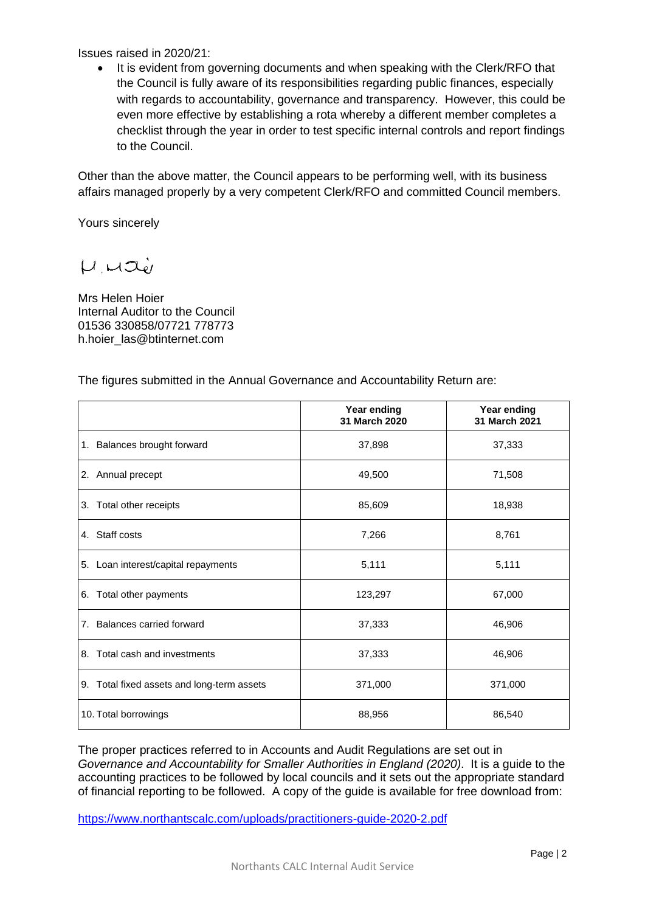Issues raised in 2020/21:

- It is evident from governing documents and when speaking with the Clerk/RFO that the Council is fully aware of its responsibilities regarding public finances, especially with regards to accountability, governance and transparency. However, this could be even more effective by establishing a rota whereby a different member completes a checklist through the year in order to test specific internal controls and report findings to the Council.

Other than the above matter, the Council appears to be performing well, with its business affairs managed properly by a very competent Clerk/RFO and committed Council members.

Yours sincerely

Mrs Helen Hoier
Internal Auditor to the Council
01536 330858/07721 778773
h.hoier_las@btinternet.com

The figures submitted in the Annual Governance and Accountability Return are:

| | Year ending 31 March 2020 | Year ending 31 March 2021 |
|---|---|---|
| 1. Balances brought forward | 37,898 | 37,333 |
| 2. Annual precept | 49,500 | 71,508 |
| 3. Total other receipts | 85,609 | 18,938 |
| 4. Staff costs | 7,266 | 8,761 |
| 5. Loan interest/capital repayments | 5,111 | 5,111 |
| 6. Total other payments | 123,297 | 67,000 |
| 7. Balances carried forward | 37,333 | 46,906 |
| 8. Total cash and investments | 37,333 | 46,906 |
| 9. Total fixed assets and long-term assets | 371,000 | 371,000 |
| 10. Total borrowings | 88,956 | 86,540 |

The proper practices referred to in Accounts and Audit Regulations are set out in *Governance and Accountability for Smaller Authorities in England (2020)*. It is a guide to the accounting practices to be followed by local councils and it sets out the appropriate standard of financial reporting to be followed. A copy of the guide is available for free download from:

https://www.northantscalc.com/uploads/practitioners-guide-2020-2.pdf